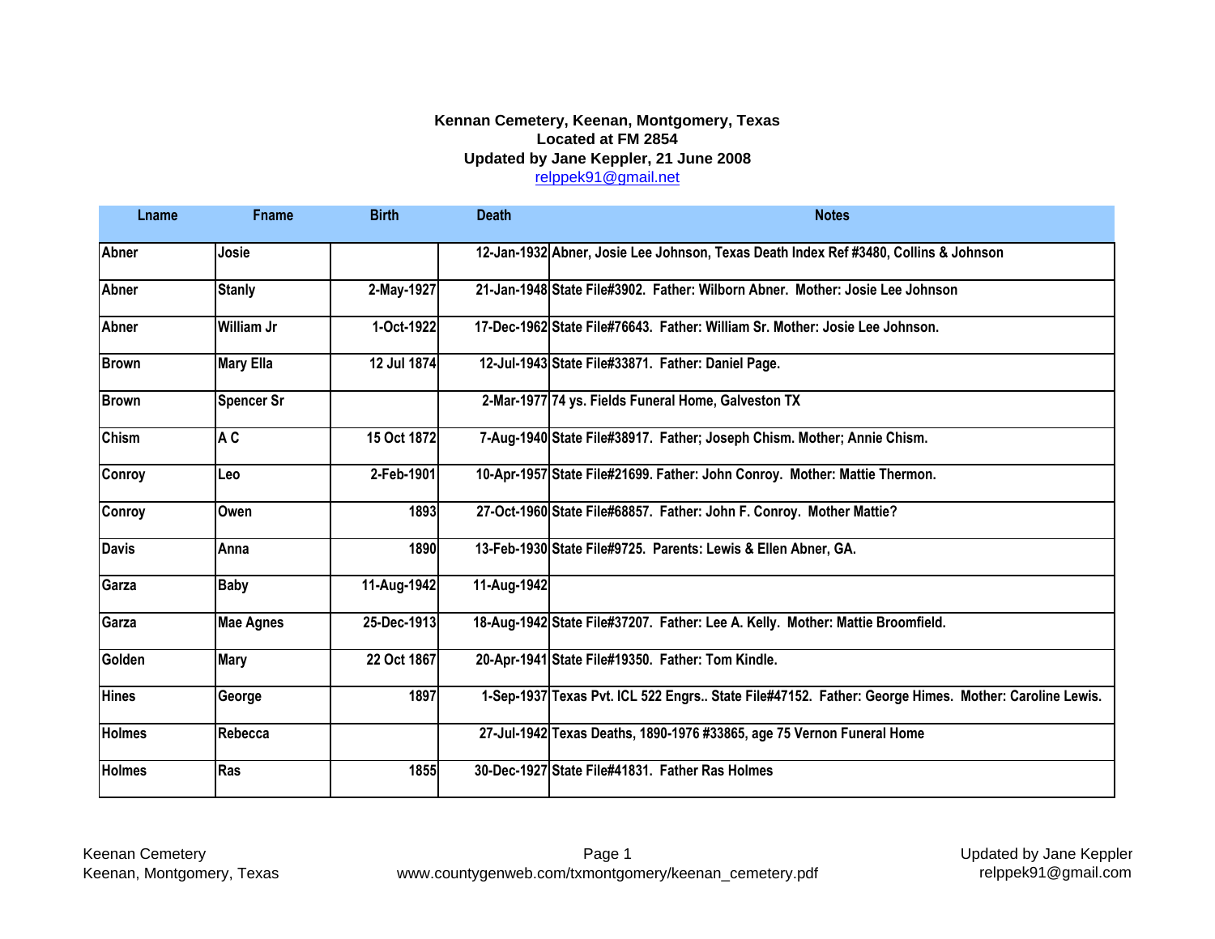**Kennan Cemetery, Keenan, Montgomery, Texas**
**Located at FM 2854**
**Updated by Jane Keppler, 21 June 2008**
relppek91@gmail.net

| Lname | Fname | Birth | Death | Notes |
|---|---|---|---|---|
| Abner | Josie | | 12-Jan-1932 | Abner, Josie Lee Johnson, Texas Death Index Ref #3480, Collins & Johnson |
| Abner | Stanly | 2-May-1927 | 21-Jan-1948 | State File#3902. Father: Wilborn Abner. Mother: Josie Lee Johnson |
| Abner | William Jr | 1-Oct-1922 | 17-Dec-1962 | State File#76643. Father: William Sr. Mother: Josie Lee Johnson. |
| Brown | Mary Ella | 12 Jul 1874 | 12-Jul-1943 | State File#33871. Father: Daniel Page. |
| Brown | Spencer Sr | | 2-Mar-1977 | 74 ys. Fields Funeral Home, Galveston TX |
| Chism | A C | 15 Oct 1872 | 7-Aug-1940 | State File#38917. Father; Joseph Chism. Mother; Annie Chism. |
| Conroy | Leo | 2-Feb-1901 | 10-Apr-1957 | State File#21699. Father: John Conroy. Mother: Mattie Thermon. |
| Conroy | Owen | 1893 | 27-Oct-1960 | State File#68857. Father: John F. Conroy. Mother Mattie? |
| Davis | Anna | 1890 | 13-Feb-1930 | State File#9725. Parents: Lewis & Ellen Abner, GA. |
| Garza | Baby | 11-Aug-1942 | 11-Aug-1942 | |
| Garza | Mae Agnes | 25-Dec-1913 | 18-Aug-1942 | State File#37207. Father: Lee A. Kelly. Mother: Mattie Broomfield. |
| Golden | Mary | 22 Oct 1867 | 20-Apr-1941 | State File#19350. Father: Tom Kindle. |
| Hines | George | 1897 | 1-Sep-1937 | Texas Pvt. ICL 522 Engrs.. State File#47152. Father: George Himes. Mother: Caroline Lewis. |
| Holmes | Rebecca | | 27-Jul-1942 | Texas Deaths, 1890-1976 #33865, age 75 Vernon Funeral Home |
| Holmes | Ras | 1855 | 30-Dec-1927 | State File#41831. Father Ras Holmes |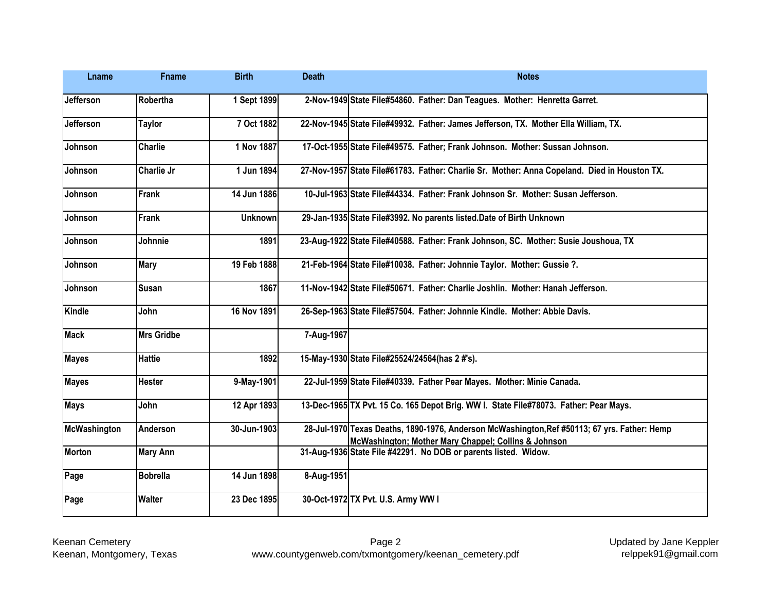| Lname | Fname | Birth | Death | Notes |
|---|---|---|---|---|
| Jefferson | Robertha | 1 Sept 1899 | 2-Nov-1949 | State File#54860. Father: Dan Teagues. Mother: Henretta Garret. |
| Jefferson | Taylor | 7 Oct 1882 | 22-Nov-1945 | State File#49932. Father: James Jefferson, TX. Mother Ella William, TX. |
| Johnson | Charlie | 1 Nov 1887 | 17-Oct-1955 | State File#49575. Father; Frank Johnson. Mother: Sussan Johnson. |
| Johnson | Charlie Jr | 1 Jun 1894 | 27-Nov-1957 | State File#61783. Father: Charlie Sr. Mother: Anna Copeland. Died in Houston TX. |
| Johnson | Frank | 14 Jun 1886 | 10-Jul-1963 | State File#44334. Father: Frank Johnson Sr. Mother: Susan Jefferson. |
| Johnson | Frank | Unknown | 29-Jan-1935 | State File#3992. No parents listed.Date of Birth Unknown |
| Johnson | Johnnie | 1891 | 23-Aug-1922 | State File#40588. Father: Frank Johnson, SC. Mother: Susie Joushoua, TX |
| Johnson | Mary | 19 Feb 1888 | 21-Feb-1964 | State File#10038. Father: Johnnie Taylor. Mother: Gussie ?. |
| Johnson | Susan | 1867 | 11-Nov-1942 | State File#50671. Father: Charlie Joshlin. Mother: Hanah Jefferson. |
| Kindle | John | 16 Nov 1891 | 26-Sep-1963 | State File#57504. Father: Johnnie Kindle. Mother: Abbie Davis. |
| Mack | Mrs Gridbe | | 7-Aug-1967 | |
| Mayes | Hattie | 1892 | 15-May-1930 | State File#25524/24564(has 2 #'s). |
| Mayes | Hester | 9-May-1901 | 22-Jul-1959 | State File#40339. Father Pear Mayes. Mother: Minie Canada. |
| Mays | John | 12 Apr 1893 | 13-Dec-1965 | TX Pvt. 15 Co. 165 Depot Brig. WW I. State File#78073. Father: Pear Mays. |
| McWashington | Anderson | 30-Jun-1903 | 28-Jul-1970 | Texas Deaths, 1890-1976, Anderson McWashington,Ref #50113; 67 yrs. Father: Hemp McWashington; Mother Mary Chappel; Collins & Johnson |
| Morton | Mary Ann | | 31-Aug-1936 | State File #42291. No DOB or parents listed. Widow. |
| Page | Bobrella | 14 Jun 1898 | 8-Aug-1951 | |
| Page | Walter | 23 Dec 1895 | 30-Oct-1972 | TX Pvt. U.S. Army WW I |

Keenan Cemetery
Keenan, Montgomery, Texas

www.countygenweb.com/txmontgomery/keenan_cemetery.pdf

Updated by Jane Keppler
relppek91@gmail.com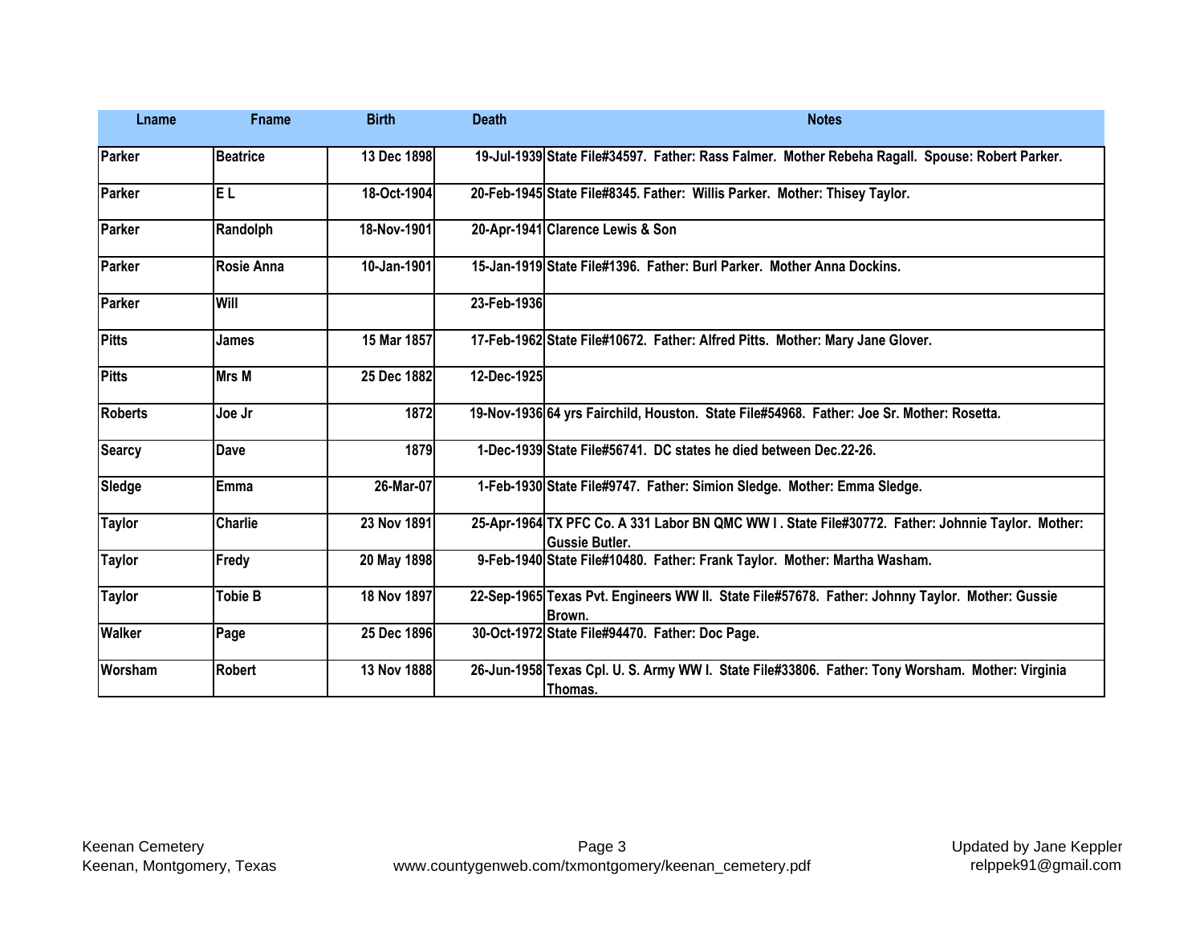| Lname | Fname | Birth | Death | Notes |
|---|---|---|---|---|
| Parker | Beatrice | 13 Dec 1898 | 19-Jul-1939 | State File#34597. Father: Rass Falmer. Mother Rebeha Ragall. Spouse: Robert Parker. |
| Parker | E L | 18-Oct-1904 | 20-Feb-1945 | State File#8345. Father: Willis Parker. Mother: Thisey Taylor. |
| Parker | Randolph | 18-Nov-1901 | 20-Apr-1941 | Clarence Lewis & Son |
| Parker | Rosie Anna | 10-Jan-1901 | 15-Jan-1919 | State File#1396. Father: Burl Parker. Mother Anna Dockins. |
| Parker | Will | | 23-Feb-1936 | |
| Pitts | James | 15 Mar 1857 | 17-Feb-1962 | State File#10672. Father: Alfred Pitts. Mother: Mary Jane Glover. |
| Pitts | Mrs M | 25 Dec 1882 | 12-Dec-1925 | |
| Roberts | Joe Jr | 1872 | 19-Nov-1936 | 64 yrs Fairchild, Houston. State File#54968. Father: Joe Sr. Mother: Rosetta. |
| Searcy | Dave | 1879 | 1-Dec-1939 | State File#56741. DC states he died between Dec.22-26. |
| Sledge | Emma | 26-Mar-07 | 1-Feb-1930 | State File#9747. Father: Simion Sledge. Mother: Emma Sledge. |
| Taylor | Charlie | 23 Nov 1891 | 25-Apr-1964 | TX PFC Co. A 331 Labor BN QMC WW I . State File#30772. Father: Johnnie Taylor. Mother: Gussie Butler. |
| Taylor | Fredy | 20 May 1898 | 9-Feb-1940 | State File#10480. Father: Frank Taylor. Mother: Martha Washam. |
| Taylor | Tobie B | 18 Nov 1897 | 22-Sep-1965 | Texas Pvt. Engineers WW II. State File#57678. Father: Johnny Taylor. Mother: Gussie Brown. |
| Walker | Page | 25 Dec 1896 | 30-Oct-1972 | State File#94470. Father: Doc Page. |
| Worsham | Robert | 13 Nov 1888 | 26-Jun-1958 | Texas Cpl. U. S. Army WW I. State File#33806. Father: Tony Worsham. Mother: Virginia Thomas. |